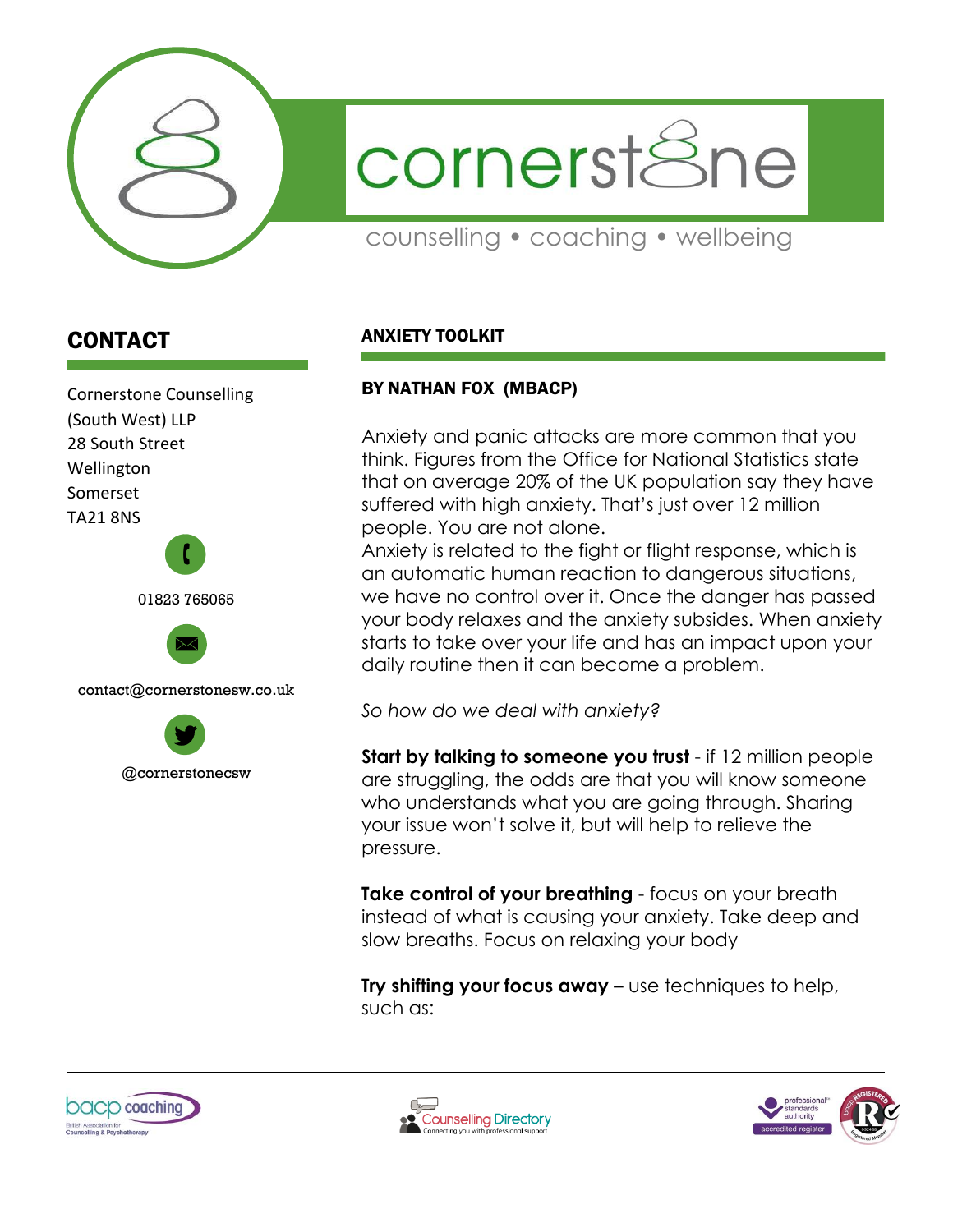cornerstone

counselling • coaching • wellbeing

## CONTACT

Cornerstone Counselling (South West) LLP
28 South Street
Wellington
Somerset
TA21 8NS

01823 765065

contact@cornerstonesw.co.uk

@cornerstonecsw

## ANXIETY TOOLKIT

**BY NATHAN FOX (MBACP)**

Anxiety and panic attacks are more common that you think. Figures from the Office for National Statistics state that on average 20% of the UK population say they have suffered with high anxiety. That's just over 12 million people. You are not alone.
Anxiety is related to the fight or flight response, which is an automatic human reaction to dangerous situations, we have no control over it. Once the danger has passed your body relaxes and the anxiety subsides. When anxiety starts to take over your life and has an impact upon your daily routine then it can become a problem.

*So how do we deal with anxiety?*

**Start by talking to someone you trust** - if 12 million people are struggling, the odds are that you will know someone who understands what you are going through. Sharing your issue won't solve it, but will help to relieve the pressure.

**Take control of your breathing** - focus on your breath instead of what is causing your anxiety. Take deep and slow breaths. Focus on relaxing your body

**Try shifting your focus away** – use techniques to help, such as: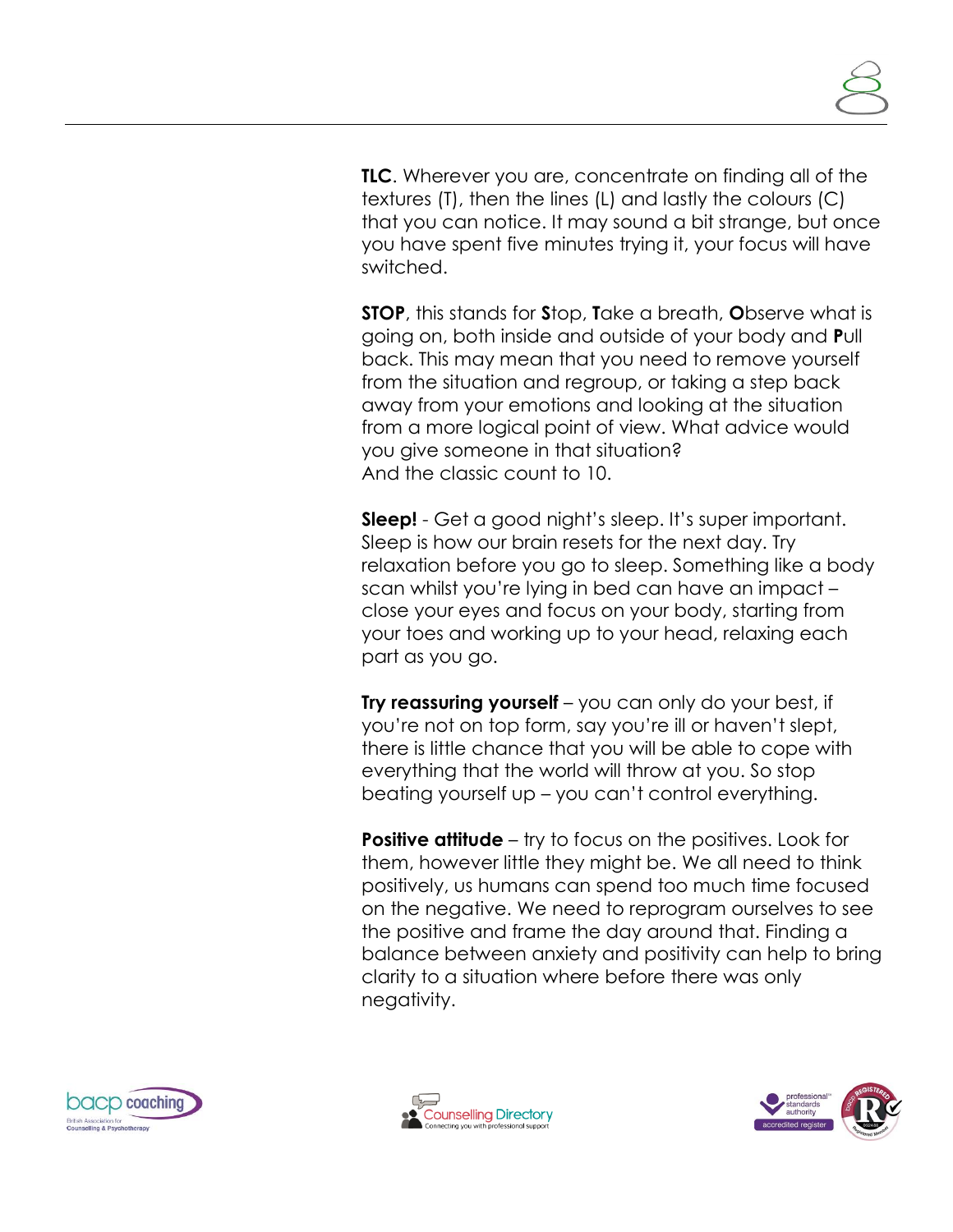**TLC**. Wherever you are, concentrate on finding all of the textures (T), then the lines (L) and lastly the colours (C) that you can notice. It may sound a bit strange, but once you have spent five minutes trying it, your focus will have switched.

**STOP**, this stands for **S**top, **T**ake a breath, **O**bserve what is going on, both inside and outside of your body and **P**ull back. This may mean that you need to remove yourself from the situation and regroup, or taking a step back away from your emotions and looking at the situation from a more logical point of view. What advice would you give someone in that situation?
And the classic count to 10.

**Sleep!** - Get a good night's sleep. It's super important. Sleep is how our brain resets for the next day. Try relaxation before you go to sleep. Something like a body scan whilst you're lying in bed can have an impact – close your eyes and focus on your body, starting from your toes and working up to your head, relaxing each part as you go.

**Try reassuring yourself** – you can only do your best, if you're not on top form, say you're ill or haven't slept, there is little chance that you will be able to cope with everything that the world will throw at you. So stop beating yourself up – you can't control everything.

**Positive attitude** – try to focus on the positives. Look for them, however little they might be. We all need to think positively, us humans can spend too much time focused on the negative. We need to reprogram ourselves to see the positive and frame the day around that. Finding a balance between anxiety and positivity can help to bring clarity to a situation where before there was only negativity.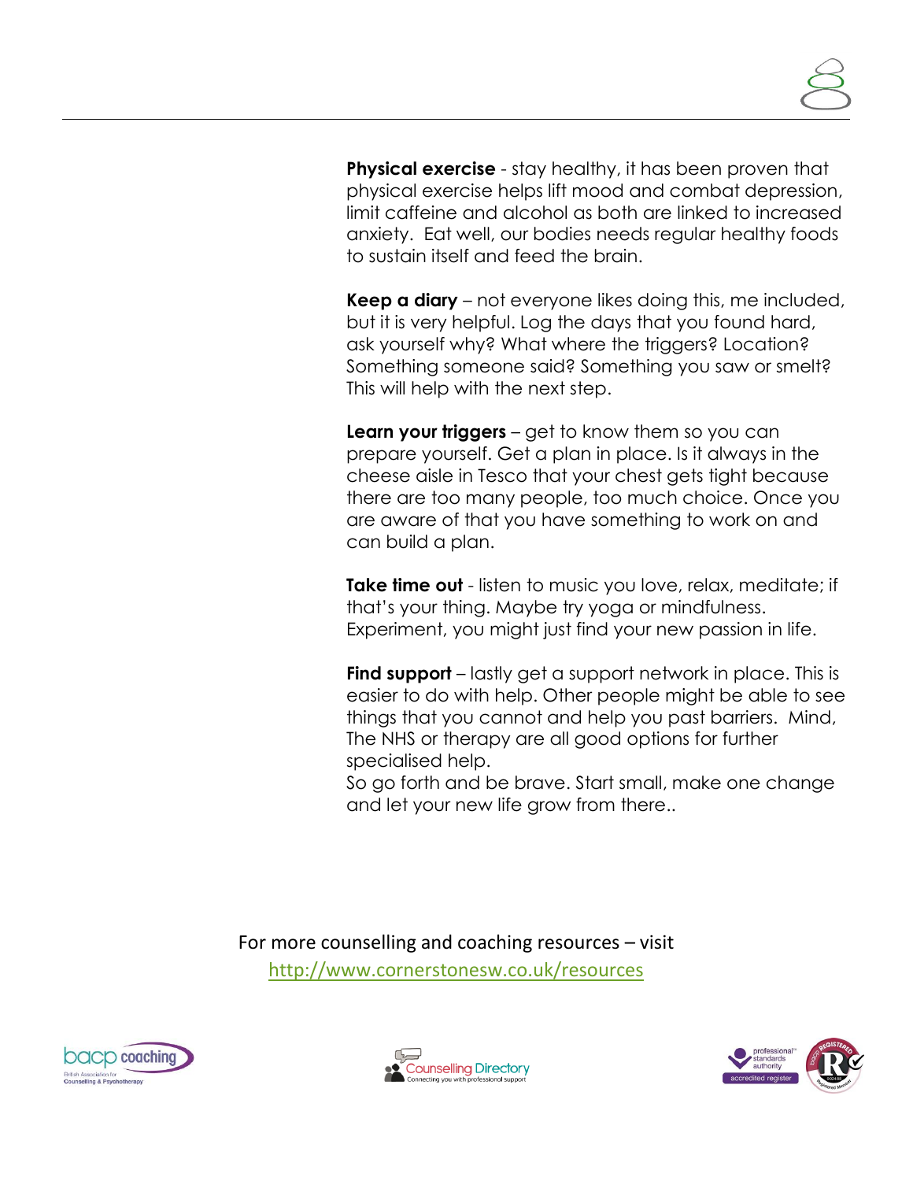**Physical exercise** - stay healthy, it has been proven that physical exercise helps lift mood and combat depression, limit caffeine and alcohol as both are linked to increased anxiety. Eat well, our bodies needs regular healthy foods to sustain itself and feed the brain.

**Keep a diary** – not everyone likes doing this, me included, but it is very helpful. Log the days that you found hard, ask yourself why? What where the triggers? Location? Something someone said? Something you saw or smelt? This will help with the next step.

**Learn your triggers** – get to know them so you can prepare yourself. Get a plan in place. Is it always in the cheese aisle in Tesco that your chest gets tight because there are too many people, too much choice. Once you are aware of that you have something to work on and can build a plan.

**Take time out** - listen to music you love, relax, meditate; if that's your thing. Maybe try yoga or mindfulness. Experiment, you might just find your new passion in life.

**Find support** – lastly get a support network in place. This is easier to do with help. Other people might be able to see things that you cannot and help you past barriers. Mind, The NHS or therapy are all good options for further specialised help.
So go forth and be brave. Start small, make one change and let your new life grow from there..

For more counselling and coaching resources – visit
[http://www.cornerstonesw.co.uk/resources](http://www.cornerstonesw.co.uk/resources)